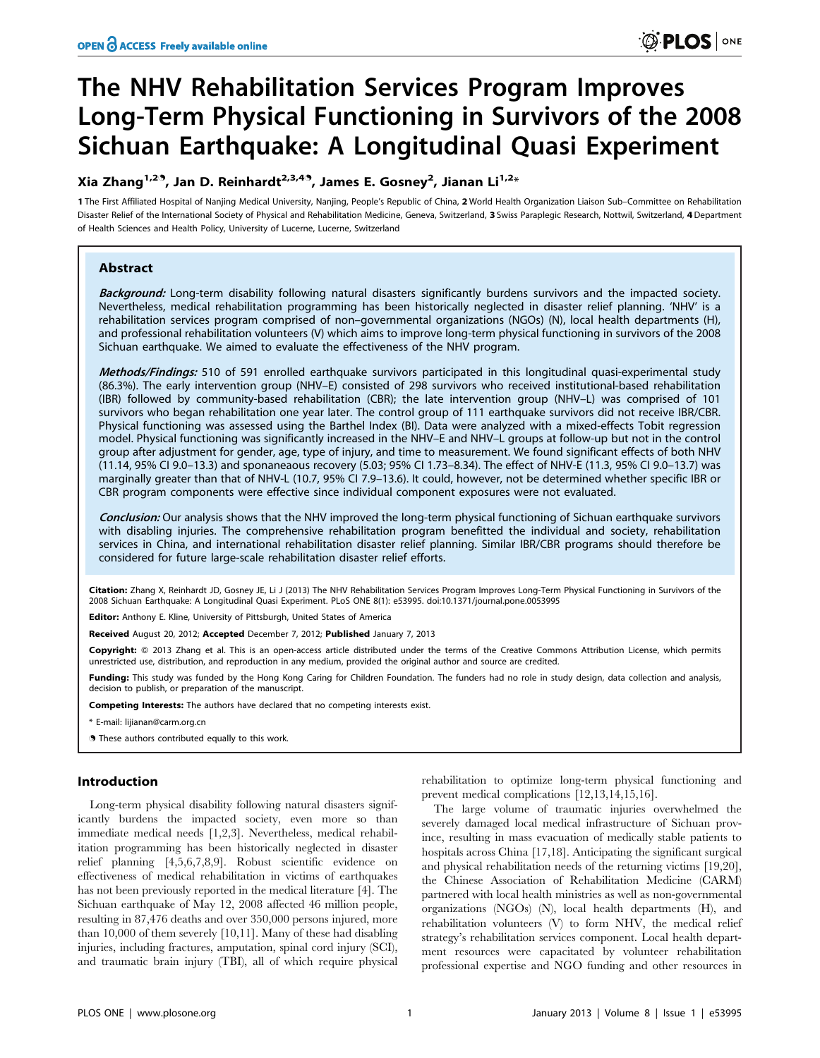# The NHV Rehabilitation Services Program Improves Long-Term Physical Functioning in Survivors of the 2008 Sichuan Earthquake: A Longitudinal Quasi Experiment

**Xia Zhang[1,2]¶, Jan D. Reinhardt[2,3,4]¶, James E. Gosney[2], Jianan Li[1,2]***

1 The First Affiliated Hospital of Nanjing Medical University, Nanjing, People's Republic of China, 2 World Health Organization Liaison Sub–Committee on Rehabilitation Disaster Relief of the International Society of Physical and Rehabilitation Medicine, Geneva, Switzerland, 3 Swiss Paraplegic Research, Nottwil, Switzerland, 4 Department of Health Sciences and Health Policy, University of Lucerne, Lucerne, Switzerland

## Abstract

***Background:*** Long-term disability following natural disasters significantly burdens survivors and the impacted society. Nevertheless, medical rehabilitation programming has been historically neglected in disaster relief planning. 'NHV' is a rehabilitation services program comprised of non–governmental organizations (NGOs) (N), local health departments (H), and professional rehabilitation volunteers (V) which aims to improve long-term physical functioning in survivors of the 2008 Sichuan earthquake. We aimed to evaluate the effectiveness of the NHV program.

***Methods/Findings:*** 510 of 591 enrolled earthquake survivors participated in this longitudinal quasi-experimental study (86.3%). The early intervention group (NHV–E) consisted of 298 survivors who received institutional-based rehabilitation (IBR) followed by community-based rehabilitation (CBR); the late intervention group (NHV–L) was comprised of 101 survivors who began rehabilitation one year later. The control group of 111 earthquake survivors did not receive IBR/CBR. Physical functioning was assessed using the Barthel Index (BI). Data were analyzed with a mixed-effects Tobit regression model. Physical functioning was significantly increased in the NHV–E and NHV–L groups at follow-up but not in the control group after adjustment for gender, age, type of injury, and time to measurement. We found significant effects of both NHV (11.14, 95% CI 9.0–13.3) and sponaneaous recovery (5.03; 95% CI 1.73–8.34). The effect of NHV-E (11.3, 95% CI 9.0–13.7) was marginally greater than that of NHV-L (10.7, 95% CI 7.9–13.6). It could, however, not be determined whether specific IBR or CBR program components were effective since individual component exposures were not evaluated.

***Conclusion:*** Our analysis shows that the NHV improved the long-term physical functioning of Sichuan earthquake survivors with disabling injuries. The comprehensive rehabilitation program benefitted the individual and society, rehabilitation services in China, and international rehabilitation disaster relief planning. Similar IBR/CBR programs should therefore be considered for future large-scale rehabilitation disaster relief efforts.

**Citation:** Zhang X, Reinhardt JD, Gosney JE, Li J (2013) The NHV Rehabilitation Services Program Improves Long-Term Physical Functioning in Survivors of the 2008 Sichuan Earthquake: A Longitudinal Quasi Experiment. PLoS ONE 8(1): e53995. doi:10.1371/journal.pone.0053995

**Editor:** Anthony E. Kline, University of Pittsburgh, United States of America

**Received** August 20, 2012; **Accepted** December 7, 2012; **Published** January 7, 2013

**Copyright:** © 2013 Zhang et al. This is an open-access article distributed under the terms of the Creative Commons Attribution License, which permits unrestricted use, distribution, and reproduction in any medium, provided the original author and source are credited.

**Funding:** This study was funded by the Hong Kong Caring for Children Foundation. The funders had no role in study design, data collection and analysis, decision to publish, or preparation of the manuscript.

**Competing Interests:** The authors have declared that no competing interests exist.

\* E-mail: lijianan@carm.org.cn

¶ These authors contributed equally to this work.

## Introduction

Long-term physical disability following natural disasters significantly burdens the impacted society, even more so than immediate medical needs [1,2,3]. Nevertheless, medical rehabilitation programming has been historically neglected in disaster relief planning [4,5,6,7,8,9]. Robust scientific evidence on effectiveness of medical rehabilitation in victims of earthquakes has not been previously reported in the medical literature [4]. The Sichuan earthquake of May 12, 2008 affected 46 million people, resulting in 87,476 deaths and over 350,000 persons injured, more than 10,000 of them severely [10,11]. Many of these had disabling injuries, including fractures, amputation, spinal cord injury (SCI), and traumatic brain injury (TBI), all of which require physical rehabilitation to optimize long-term physical functioning and prevent medical complications [12,13,14,15,16].

The large volume of traumatic injuries overwhelmed the severely damaged local medical infrastructure of Sichuan province, resulting in mass evacuation of medically stable patients to hospitals across China [17,18]. Anticipating the significant surgical and physical rehabilitation needs of the returning victims [19,20], the Chinese Association of Rehabilitation Medicine (CARM) partnered with local health ministries as well as non-governmental organizations (NGOs) (N), local health departments (H), and rehabilitation volunteers (V) to form NHV, the medical relief strategy's rehabilitation services component. Local health department resources were capacitated by volunteer rehabilitation professional expertise and NGO funding and other resources in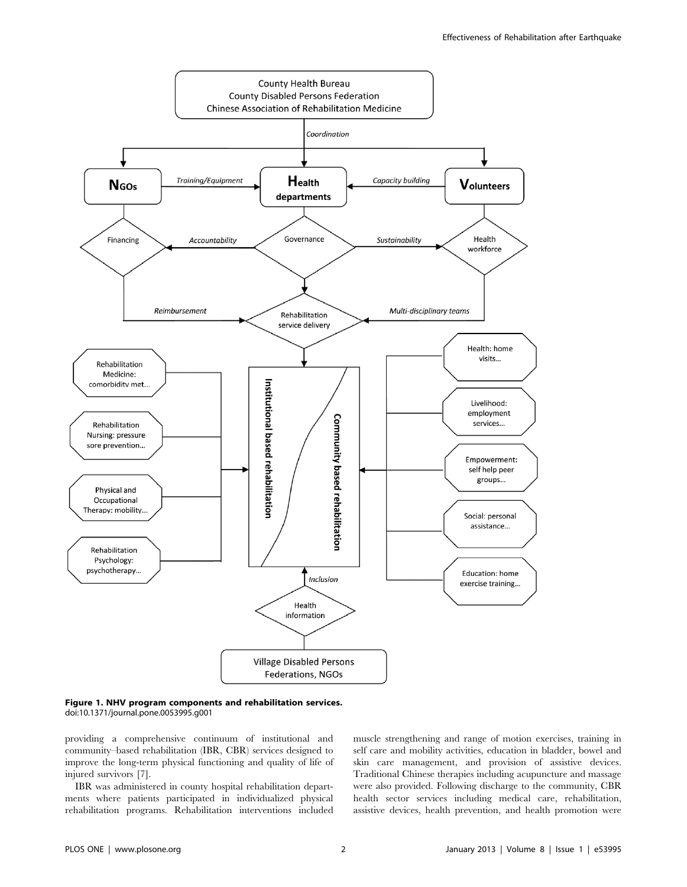**Figure 1. NHV program components and rehabilitation services.**
doi:10.1371/journal.pone.0053995.g001

providing a comprehensive continuum of institutional and community–based rehabilitation (IBR, CBR) services designed to improve the long-term physical functioning and quality of life of injured survivors [7].

IBR was administered in county hospital rehabilitation departments where patients participated in individualized physical rehabilitation programs. Rehabilitation interventions included muscle strengthening and range of motion exercises, training in self care and mobility activities, education in bladder, bowel and skin care management, and provision of assistive devices. Traditional Chinese therapies including acupuncture and massage were also provided. Following discharge to the community, CBR health sector services including medical care, rehabilitation, assistive devices, health prevention, and health promotion were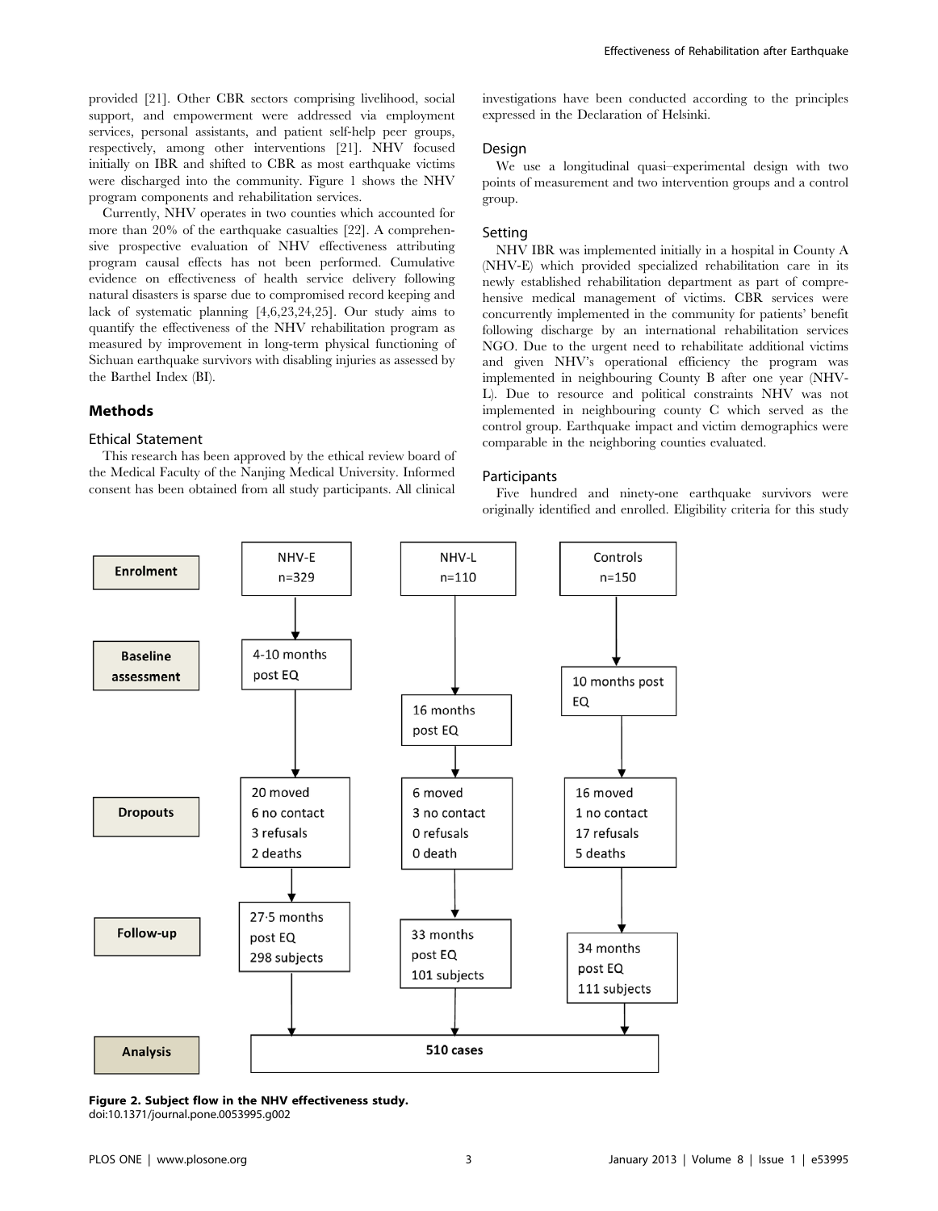provided [21]. Other CBR sectors comprising livelihood, social support, and empowerment were addressed via employment services, personal assistants, and patient self-help peer groups, respectively, among other interventions [21]. NHV focused initially on IBR and shifted to CBR as most earthquake victims were discharged into the community. Figure 1 shows the NHV program components and rehabilitation services.

Currently, NHV operates in two counties which accounted for more than 20% of the earthquake casualties [22]. A comprehensive prospective evaluation of NHV effectiveness attributing program causal effects has not been performed. Cumulative evidence on effectiveness of health service delivery following natural disasters is sparse due to compromised record keeping and lack of systematic planning [4,6,23,24,25]. Our study aims to quantify the effectiveness of the NHV rehabilitation program as measured by improvement in long-term physical functioning of Sichuan earthquake survivors with disabling injuries as assessed by the Barthel Index (BI).

## Methods

### Ethical Statement

This research has been approved by the ethical review board of the Medical Faculty of the Nanjing Medical University. Informed consent has been obtained from all study participants. All clinical investigations have been conducted according to the principles expressed in the Declaration of Helsinki.

### Design

We use a longitudinal quasi–experimental design with two points of measurement and two intervention groups and a control group.

### Setting

NHV IBR was implemented initially in a hospital in County A (NHV-E) which provided specialized rehabilitation care in its newly established rehabilitation department as part of comprehensive medical management of victims. CBR services were concurrently implemented in the community for patients' benefit following discharge by an international rehabilitation services NGO. Due to the urgent need to rehabilitate additional victims and given NHV's operational efficiency the program was implemented in neighbouring County B after one year (NHV-L). Due to resource and political constraints NHV was not implemented in neighbouring county C which served as the control group. Earthquake impact and victim demographics were comparable in the neighboring counties evaluated.

### Participants

Five hundred and ninety-one earthquake survivors were originally identified and enrolled. Eligibility criteria for this study

| | NHV-E | NHV-L | Controls |
|---|---|---|---|
| Enrolment | n=329 | n=110 | n=150 |
| Baseline assessment | 4-10 months post EQ | 16 months post EQ | 10 months post EQ |
| Dropouts | 20 moved, 6 no contact, 3 refusals, 2 deaths | 6 moved, 3 no contact, 0 refusals, 0 death | 16 moved, 1 no contact, 17 refusals, 5 deaths |
| Follow-up | 27·5 months post EQ, 298 subjects | 33 months post EQ, 101 subjects | 34 months post EQ, 111 subjects |
| Analysis | 510 cases | | |

**Figure 2. Subject flow in the NHV effectiveness study.**
doi:10.1371/journal.pone.0053995.g002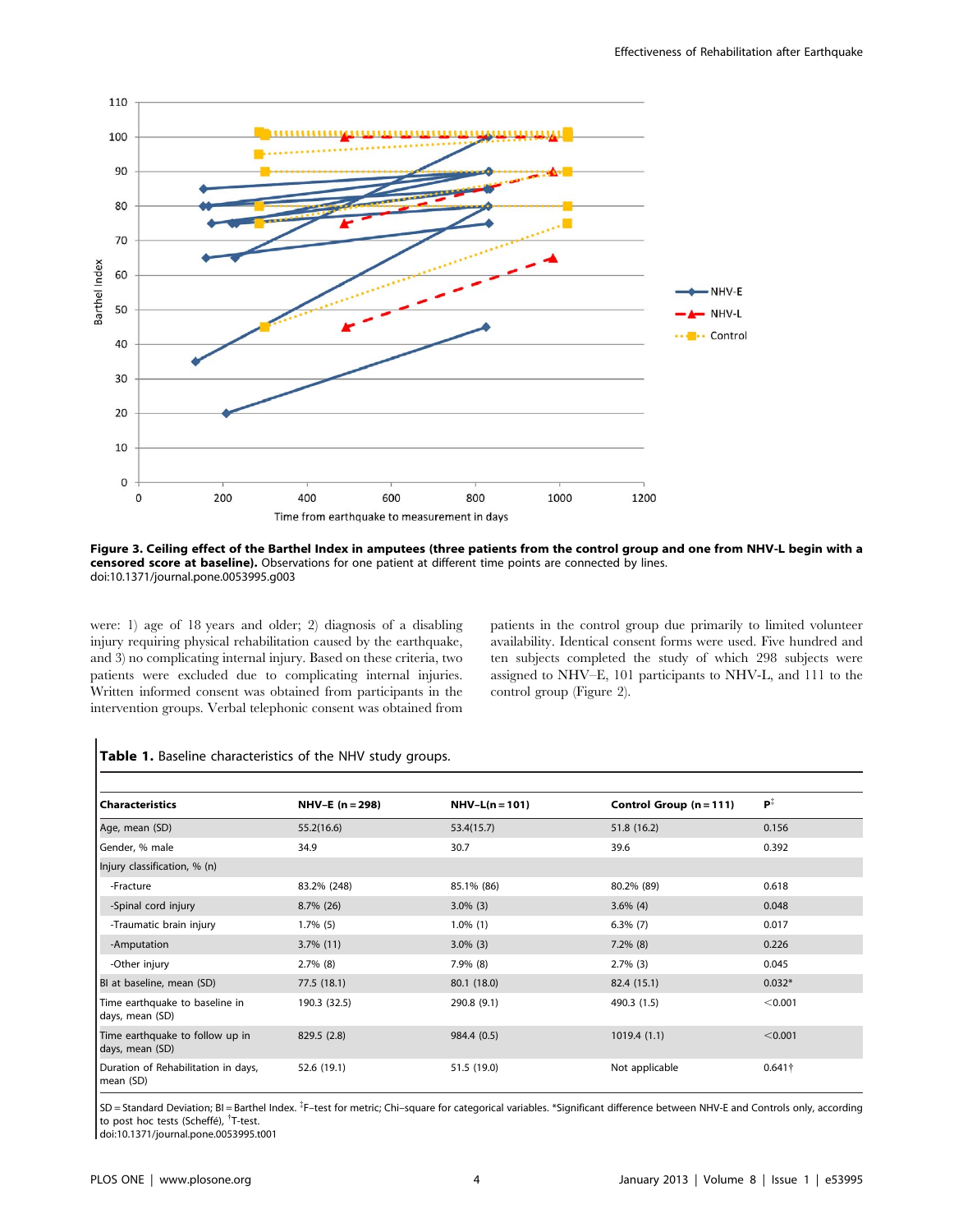**Figure 3. Ceiling effect of the Barthel Index in amputees (three patients from the control group and one from NHV-L begin with a censored score at baseline).** Observations for one patient at different time points are connected by lines.
doi:10.1371/journal.pone.0053995.g003

were: 1) age of 18 years and older; 2) diagnosis of a disabling injury requiring physical rehabilitation caused by the earthquake, and 3) no complicating internal injury. Based on these criteria, two patients were excluded due to complicating internal injuries. Written informed consent was obtained from participants in the intervention groups. Verbal telephonic consent was obtained from patients in the control group due primarily to limited volunteer availability. Identical consent forms were used. Five hundred and ten subjects completed the study of which 298 subjects were assigned to NHV–E, 101 participants to NHV-L, and 111 to the control group (Figure 2).

**Table 1.** Baseline characteristics of the NHV study groups.

| Characteristics | NHV–E (n = 298) | NHV–L(n = 101) | Control Group (n = 111) | P[‡] |
|---|---|---|---|---|
| Age, mean (SD) | 55.2(16.6) | 53.4(15.7) | 51.8 (16.2) | 0.156 |
| Gender, % male | 34.9 | 30.7 | 39.6 | 0.392 |
| Injury classification, % (n) | | | | |
| -Fracture | 83.2% (248) | 85.1% (86) | 80.2% (89) | 0.618 |
| -Spinal cord injury | 8.7% (26) | 3.0% (3) | 3.6% (4) | 0.048 |
| -Traumatic brain injury | 1.7% (5) | 1.0% (1) | 6.3% (7) | 0.017 |
| -Amputation | 3.7% (11) | 3.0% (3) | 7.2% (8) | 0.226 |
| -Other injury | 2.7% (8) | 7.9% (8) | 2.7% (3) | 0.045 |
| BI at baseline, mean (SD) | 77.5 (18.1) | 80.1 (18.0) | 82.4 (15.1) | 0.032* |
| Time earthquake to baseline in days, mean (SD) | 190.3 (32.5) | 290.8 (9.1) | 490.3 (1.5) | <0.001 |
| Time earthquake to follow up in days, mean (SD) | 829.5 (2.8) | 984.4 (0.5) | 1019.4 (1.1) | <0.001 |
| Duration of Rehabilitation in days, mean (SD) | 52.6 (19.1) | 51.5 (19.0) | Not applicable | 0.641† |

SD = Standard Deviation; BI = Barthel Index. [‡]F–test for metric; Chi–square for categorical variables. *Significant difference between NHV-E and Controls only, according to post hoc tests (Scheffé), [†]T-test.
doi:10.1371/journal.pone.0053995.t001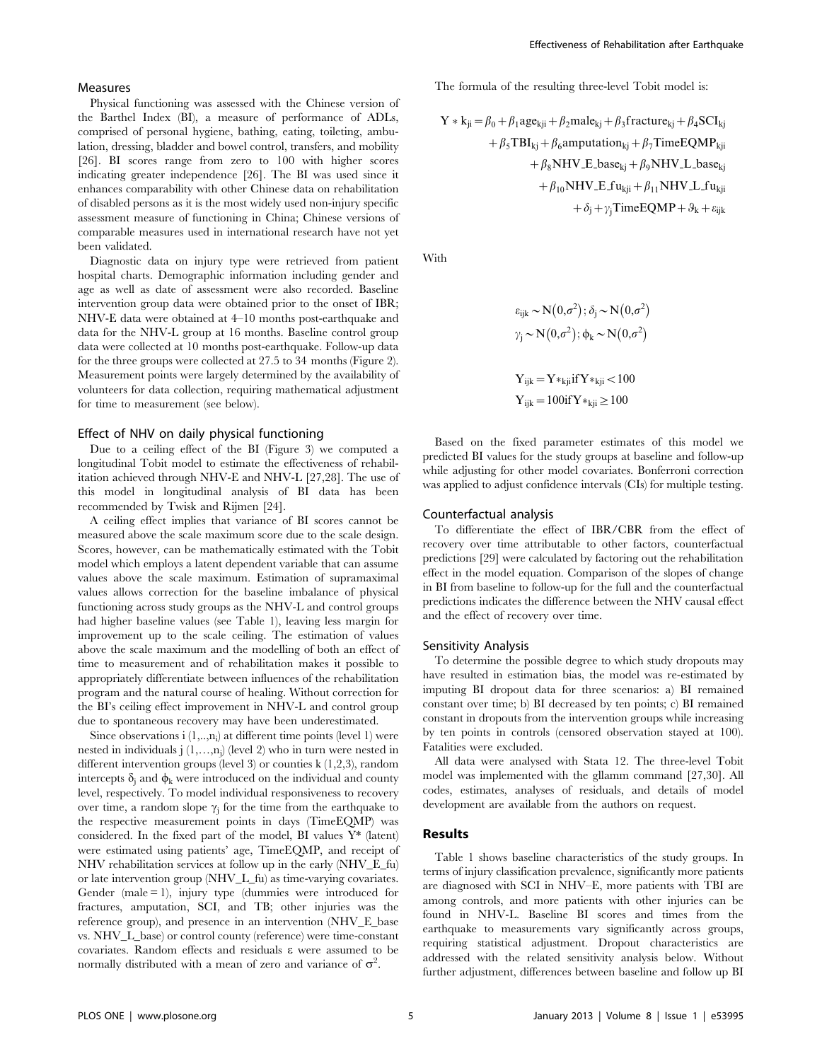### Measures

Physical functioning was assessed with the Chinese version of the Barthel Index (BI), a measure of performance of ADLs, comprised of personal hygiene, bathing, eating, toileting, ambulation, dressing, bladder and bowel control, transfers, and mobility [26]. BI scores range from zero to 100 with higher scores indicating greater independence [26]. The BI was used since it enhances comparability with other Chinese data on rehabilitation of disabled persons as it is the most widely used non-injury specific assessment measure of functioning in China; Chinese versions of comparable measures used in international research have not yet been validated.

Diagnostic data on injury type were retrieved from patient hospital charts. Demographic information including gender and age as well as date of assessment were also recorded. Baseline intervention group data were obtained prior to the onset of IBR; NHV-E data were obtained at 4–10 months post-earthquake and data for the NHV-L group at 16 months. Baseline control group data were collected at 10 months post-earthquake. Follow-up data for the three groups were collected at 27.5 to 34 months (Figure 2). Measurement points were largely determined by the availability of volunteers for data collection, requiring mathematical adjustment for time to measurement (see below).

### Effect of NHV on daily physical functioning

Due to a ceiling effect of the BI (Figure 3) we computed a longitudinal Tobit model to estimate the effectiveness of rehabilitation achieved through NHV-E and NHV-L [27,28]. The use of this model in longitudinal analysis of BI data has been recommended by Twisk and Rijmen [24].

A ceiling effect implies that variance of BI scores cannot be measured above the scale maximum score due to the scale design. Scores, however, can be mathematically estimated with the Tobit model which employs a latent dependent variable that can assume values above the scale maximum. Estimation of supramaximal values allows correction for the baseline imbalance of physical functioning across study groups as the NHV-L and control groups had higher baseline values (see Table 1), leaving less margin for improvement up to the scale ceiling. The estimation of values above the scale maximum and the modelling of both an effect of time to measurement and of rehabilitation makes it possible to appropriately differentiate between influences of the rehabilitation program and the natural course of healing. Without correction for the BI's ceiling effect improvement in NHV-L and control group due to spontaneous recovery may have been underestimated.

Since observations i $(1,..,n_i)$ at different time points (level 1) were nested in individuals j $(1,\ldots,n_j)$ (level 2) who in turn were nested in different intervention groups (level 3) or counties k (1,2,3), random intercepts $\delta_j$ and $\phi_k$ were introduced on the individual and county level, respectively. To model individual responsiveness to recovery over time, a random slope $\gamma_j$ for the time from the earthquake to the respective measurement points in days (TimeEQMP) was considered. In the fixed part of the model, BI values Y* (latent) were estimated using patients' age, TimeEQMP, and receipt of NHV rehabilitation services at follow up in the early (NHV_E_fu) or late intervention group (NHV_L_fu) as time-varying covariates. Gender (male = 1), injury type (dummies were introduced for fractures, amputation, SCI, and TB; other injuries was the reference group), and presence in an intervention (NHV_E_base vs. NHV_L_base) or control county (reference) were time-constant covariates. Random effects and residuals ε were assumed to be normally distributed with a mean of zero and variance of $\sigma^2$.

The formula of the resulting three-level Tobit model is:

$$
\begin{aligned}
Y*k_{ji} = {} & \beta_0 + \beta_1 \text{age}_{kji} + \beta_2 \text{male}_{kj} + \beta_3 \text{fracture}_{kj} + \beta_4 \text{SCI}_{kj} \\
& + \beta_5 \text{TBI}_{kj} + \beta_6 \text{amputation}_{kj} + \beta_7 \text{TimeEQMP}_{kji} \\
& + \beta_8 \text{NHV\_E\_base}_{kj} + \beta_9 \text{NHV\_L\_base}_{kj} \\
& + \beta_{10} \text{NHV\_E\_fu}_{kji} + \beta_{11} \text{NHV\_L\_fu}_{kji} \\
& + \delta_j + \gamma_j \text{TimeEQMP} + \vartheta_k + \varepsilon_{ijk}
\end{aligned}
$$

With

$$
\varepsilon_{ijk} \sim N(0,\sigma^2);\ \delta_j \sim N(0,\sigma^2)
$$

$$
\gamma_j \sim N(0,\sigma^2);\ \phi_k \sim N(0,\sigma^2)
$$

$$
Y_{ijk} = Y*_{kji} \text{ if } Y*_{kji} < 100
$$

$$
Y_{ijk} = 100 \text{ if } Y*_{kji} \geq 100
$$

Based on the fixed parameter estimates of this model we predicted BI values for the study groups at baseline and follow-up while adjusting for other model covariates. Bonferroni correction was applied to adjust confidence intervals (CIs) for multiple testing.

### Counterfactual analysis

To differentiate the effect of IBR/CBR from the effect of recovery over time attributable to other factors, counterfactual predictions [29] were calculated by factoring out the rehabilitation effect in the model equation. Comparison of the slopes of change in BI from baseline to follow-up for the full and the counterfactual predictions indicates the difference between the NHV causal effect and the effect of recovery over time.

### Sensitivity Analysis

To determine the possible degree to which study dropouts may have resulted in estimation bias, the model was re-estimated by imputing BI dropout data for three scenarios: a) BI remained constant over time; b) BI decreased by ten points; c) BI remained constant in dropouts from the intervention groups while increasing by ten points in controls (censored observation stayed at 100). Fatalities were excluded.

All data were analysed with Stata 12. The three-level Tobit model was implemented with the gllamm command [27,30]. All codes, estimates, analyses of residuals, and details of model development are available from the authors on request.

## Results

Table 1 shows baseline characteristics of the study groups. In terms of injury classification prevalence, significantly more patients are diagnosed with SCI in NHV–E, more patients with TBI are among controls, and more patients with other injuries can be found in NHV-L. Baseline BI scores and times from the earthquake to measurements vary significantly across groups, requiring statistical adjustment. Dropout characteristics are addressed with the related sensitivity analysis below. Without further adjustment, differences between baseline and follow up BI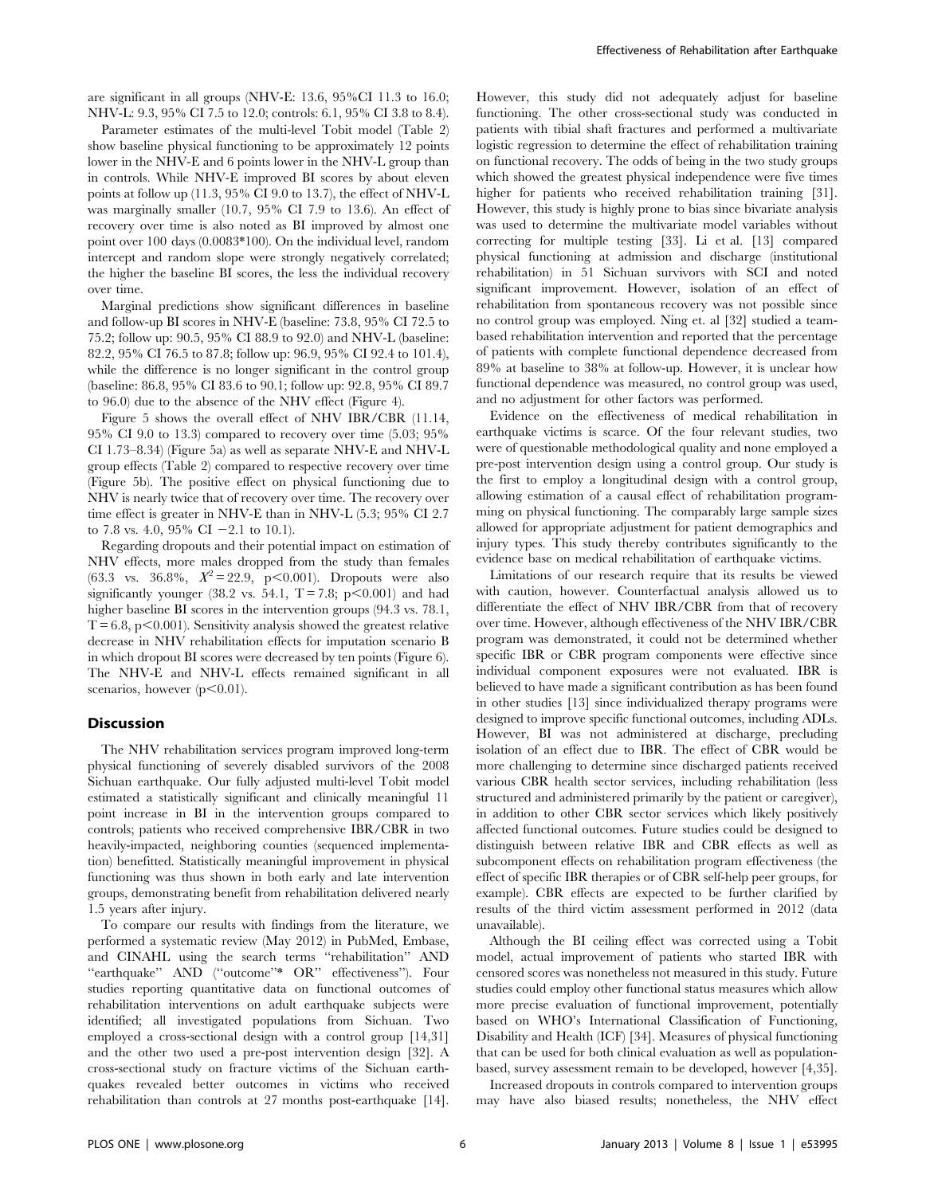are significant in all groups (NHV-E: 13.6, 95%CI 11.3 to 16.0; NHV-L: 9.3, 95% CI 7.5 to 12.0; controls: 6.1, 95% CI 3.8 to 8.4).

Parameter estimates of the multi-level Tobit model (Table 2) show baseline physical functioning to be approximately 12 points lower in the NHV-E and 6 points lower in the NHV-L group than in controls. While NHV-E improved BI scores by about eleven points at follow up (11.3, 95% CI 9.0 to 13.7), the effect of NHV-L was marginally smaller (10.7, 95% CI 7.9 to 13.6). An effect of recovery over time is also noted as BI improved by almost one point over 100 days (0.0083*100). On the individual level, random intercept and random slope were strongly negatively correlated; the higher the baseline BI scores, the less the individual recovery over time.

Marginal predictions show significant differences in baseline and follow-up BI scores in NHV-E (baseline: 73.8, 95% CI 72.5 to 75.2; follow up: 90.5, 95% CI 88.9 to 92.0) and NHV-L (baseline: 82.2, 95% CI 76.5 to 87.8; follow up: 96.9, 95% CI 92.4 to 101.4), while the difference is no longer significant in the control group (baseline: 86.8, 95% CI 83.6 to 90.1; follow up: 92.8, 95% CI 89.7 to 96.0) due to the absence of the NHV effect (Figure 4).

Figure 5 shows the overall effect of NHV IBR/CBR (11.14, 95% CI 9.0 to 13.3) compared to recovery over time (5.03; 95% CI 1.73–8.34) (Figure 5a) as well as separate NHV-E and NHV-L group effects (Table 2) compared to respective recovery over time (Figure 5b). The positive effect on physical functioning due to NHV is nearly twice that of recovery over time. The recovery over time effect is greater in NHV-E than in NHV-L (5.3; 95% CI 2.7 to 7.8 vs. 4.0, 95% CI −2.1 to 10.1).

Regarding dropouts and their potential impact on estimation of NHV effects, more males dropped from the study than females (63.3 vs. 36.8%, $X^2 = 22.9$, $p<0.001$). Dropouts were also significantly younger (38.2 vs. 54.1, $T = 7.8$; $p<0.001$) and had higher baseline BI scores in the intervention groups (94.3 vs. 78.1, $T = 6.8$, $p<0.001$). Sensitivity analysis showed the greatest relative decrease in NHV rehabilitation effects for imputation scenario B in which dropout BI scores were decreased by ten points (Figure 6). The NHV-E and NHV-L effects remained significant in all scenarios, however ($p<0.01$).

## Discussion

The NHV rehabilitation services program improved long-term physical functioning of severely disabled survivors of the 2008 Sichuan earthquake. Our fully adjusted multi-level Tobit model estimated a statistically significant and clinically meaningful 11 point increase in BI in the intervention groups compared to controls; patients who received comprehensive IBR/CBR in two heavily-impacted, neighboring counties (sequenced implementation) benefitted. Statistically meaningful improvement in physical functioning was thus shown in both early and late intervention groups, demonstrating benefit from rehabilitation delivered nearly 1.5 years after injury.

To compare our results with findings from the literature, we performed a systematic review (May 2012) in PubMed, Embase, and CINAHL using the search terms "rehabilitation" AND "earthquake" AND ("outcome"* OR" effectiveness"). Four studies reporting quantitative data on functional outcomes of rehabilitation interventions on adult earthquake subjects were identified; all investigated populations from Sichuan. Two employed a cross-sectional design with a control group [14,31] and the other two used a pre-post intervention design [32]. A cross-sectional study on fracture victims of the Sichuan earthquakes revealed better outcomes in victims who received rehabilitation than controls at 27 months post-earthquake [14]. However, this study did not adequately adjust for baseline functioning. The other cross-sectional study was conducted in patients with tibial shaft fractures and performed a multivariate logistic regression to determine the effect of rehabilitation training on functional recovery. The odds of being in the two study groups which showed the greatest physical independence were five times higher for patients who received rehabilitation training [31]. However, this study is highly prone to bias since bivariate analysis was used to determine the multivariate model variables without correcting for multiple testing [33]. Li et al. [13] compared physical functioning at admission and discharge (institutional rehabilitation) in 51 Sichuan survivors with SCI and noted significant improvement. However, isolation of an effect of rehabilitation from spontaneous recovery was not possible since no control group was employed. Ning et. al [32] studied a team-based rehabilitation intervention and reported that the percentage of patients with complete functional dependence decreased from 89% at baseline to 38% at follow-up. However, it is unclear how functional dependence was measured, no control group was used, and no adjustment for other factors was performed.

Evidence on the effectiveness of medical rehabilitation in earthquake victims is scarce. Of the four relevant studies, two were of questionable methodological quality and none employed a pre-post intervention design using a control group. Our study is the first to employ a longitudinal design with a control group, allowing estimation of a causal effect of rehabilitation programming on physical functioning. The comparably large sample sizes allowed for appropriate adjustment for patient demographics and injury types. This study thereby contributes significantly to the evidence base on medical rehabilitation of earthquake victims.

Limitations of our research require that its results be viewed with caution, however. Counterfactual analysis allowed us to differentiate the effect of NHV IBR/CBR from that of recovery over time. However, although effectiveness of the NHV IBR/CBR program was demonstrated, it could not be determined whether specific IBR or CBR program components were effective since individual component exposures were not evaluated. IBR is believed to have made a significant contribution as has been found in other studies [13] since individualized therapy programs were designed to improve specific functional outcomes, including ADLs. However, BI was not administered at discharge, precluding isolation of an effect due to IBR. The effect of CBR would be more challenging to determine since discharged patients received various CBR health sector services, including rehabilitation (less structured and administered primarily by the patient or caregiver), in addition to other CBR sector services which likely positively affected functional outcomes. Future studies could be designed to distinguish between relative IBR and CBR effects as well as subcomponent effects on rehabilitation program effectiveness (the effect of specific IBR therapies or of CBR self-help peer groups, for example). CBR effects are expected to be further clarified by results of the third victim assessment performed in 2012 (data unavailable).

Although the BI ceiling effect was corrected using a Tobit model, actual improvement of patients who started IBR with censored scores was nonetheless not measured in this study. Future studies could employ other functional status measures which allow more precise evaluation of functional improvement, potentially based on WHO's International Classification of Functioning, Disability and Health (ICF) [34]. Measures of physical functioning that can be used for both clinical evaluation as well as population-based, survey assessment remain to be developed, however [4,35].

Increased dropouts in controls compared to intervention groups may have also biased results; nonetheless, the NHV effect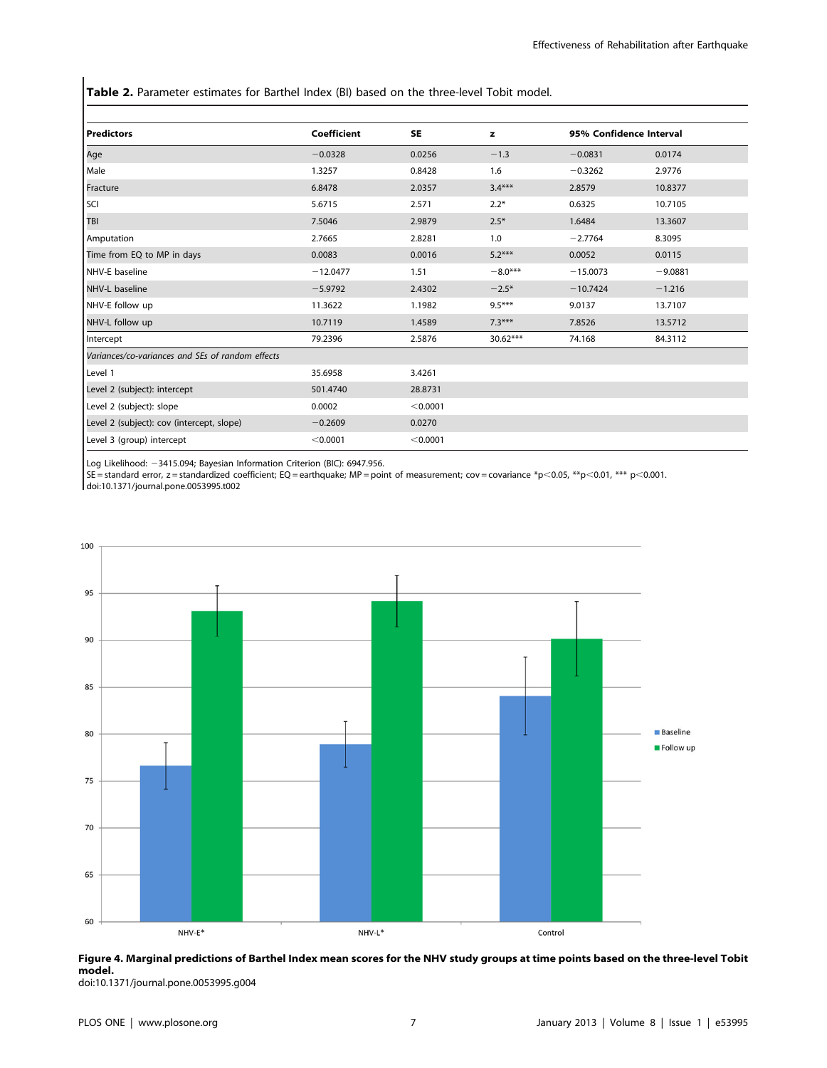**Table 2.** Parameter estimates for Barthel Index (BI) based on the three-level Tobit model.

| Predictors | Coefficient | SE | z | 95% Confidence Interval | |
|---|---|---|---|---|---|
| Age | −0.0328 | 0.0256 | −1.3 | −0.0831 | 0.0174 |
| Male | 1.3257 | 0.8428 | 1.6 | −0.3262 | 2.9776 |
| Fracture | 6.8478 | 2.0357 | 3.4*** | 2.8579 | 10.8377 |
| SCI | 5.6715 | 2.571 | 2.2* | 0.6325 | 10.7105 |
| TBI | 7.5046 | 2.9879 | 2.5* | 1.6484 | 13.3607 |
| Amputation | 2.7665 | 2.8281 | 1.0 | −2.7764 | 8.3095 |
| Time from EQ to MP in days | 0.0083 | 0.0016 | 5.2*** | 0.0052 | 0.0115 |
| NHV-E baseline | −12.0477 | 1.51 | −8.0*** | −15.0073 | −9.0881 |
| NHV-L baseline | −5.9792 | 2.4302 | −2.5* | −10.7424 | −1.216 |
| NHV-E follow up | 11.3622 | 1.1982 | 9.5*** | 9.0137 | 13.7107 |
| NHV-L follow up | 10.7119 | 1.4589 | 7.3*** | 7.8526 | 13.5712 |
| Intercept | 79.2396 | 2.5876 | 30.62*** | 74.168 | 84.3112 |
| *Variances/co-variances and SEs of random effects* | | | | | |
| Level 1 | 35.6958 | 3.4261 | | | |
| Level 2 (subject): intercept | 501.4740 | 28.8731 | | | |
| Level 2 (subject): slope | 0.0002 | <0.0001 | | | |
| Level 2 (subject): cov (intercept, slope) | −0.2609 | 0.0270 | | | |
| Level 3 (group) intercept | <0.0001 | <0.0001 | | | |

Log Likelihood: −3415.094; Bayesian Information Criterion (BIC): 6947.956.
SE = standard error, z = standardized coefficient; EQ = earthquake; MP = point of measurement; cov = covariance *p<0.05, **p<0.01, *** p<0.001.
doi:10.1371/journal.pone.0053995.t002

**Figure 4. Marginal predictions of Barthel Index mean scores for the NHV study groups at time points based on the three-level Tobit model.**
doi:10.1371/journal.pone.0053995.g004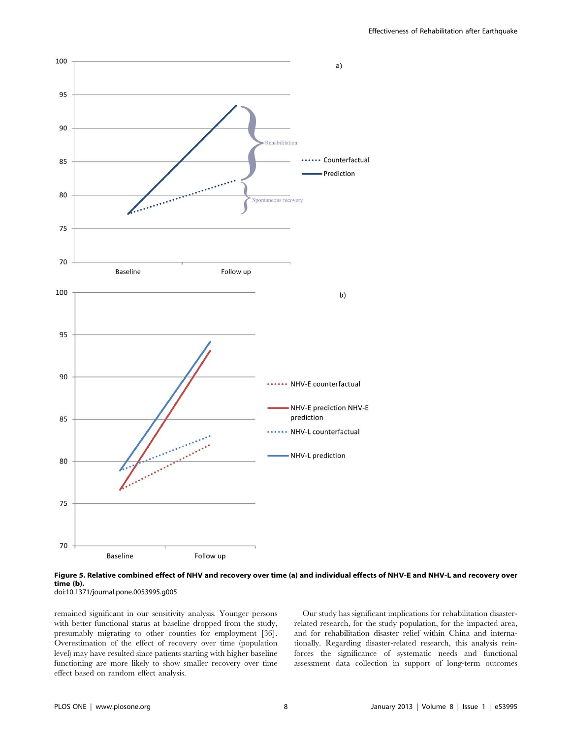**Figure 5. Relative combined effect of NHV and recovery over time (a) and individual effects of NHV-E and NHV-L and recovery over time (b).**
doi:10.1371/journal.pone.0053995.g005

remained significant in our sensitivity analysis. Younger persons with better functional status at baseline dropped from the study, presumably migrating to other counties for employment [36]. Overestimation of the effect of recovery over time (population level) may have resulted since patients starting with higher baseline functioning are more likely to show smaller recovery over time effect based on random effect analysis.

Our study has significant implications for rehabilitation disaster-related research, for the study population, for the impacted area, and for rehabilitation disaster relief within China and internationally. Regarding disaster-related research, this analysis reinforces the significance of systematic needs and functional assessment data collection in support of long-term outcomes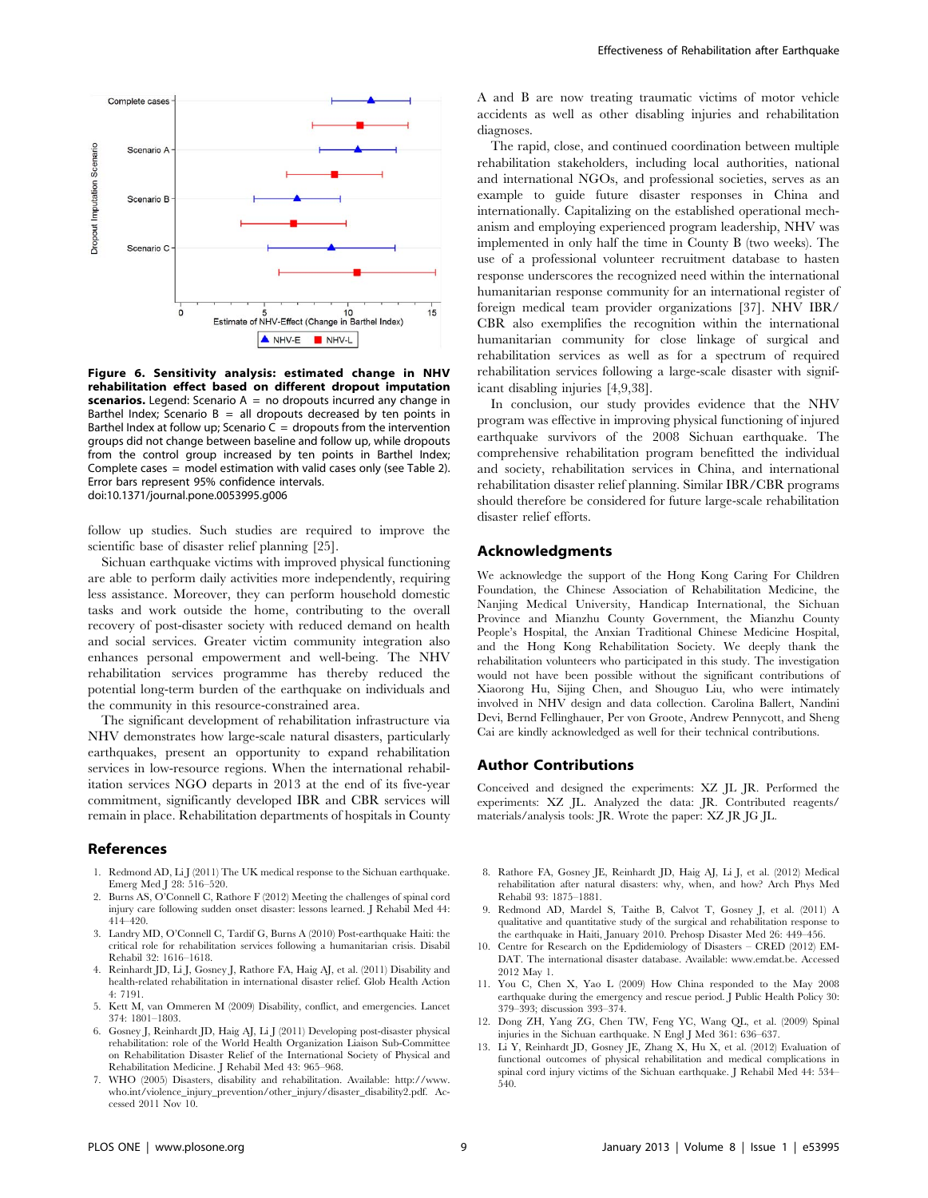Complete cases

Scenario A

Scenario B

Scenario C

Dropout Imputation Scenario

0 5 10 15

Estimate of NHV-Effect (Change in Barthel Index)

NHV-E NHV-L

**Figure 6. Sensitivity analysis: estimated change in NHV rehabilitation effect based on different dropout imputation scenarios.** Legend: Scenario A = no dropouts incurred any change in Barthel Index; Scenario B = all dropouts decreased by ten points in Barthel Index at follow up; Scenario C = dropouts from the intervention groups did not change between baseline and follow up, while dropouts from the control group increased by ten points in Barthel Index; Complete cases = model estimation with valid cases only (see Table 2). Error bars represent 95% confidence intervals.
doi:10.1371/journal.pone.0053995.g006

follow up studies. Such studies are required to improve the scientific base of disaster relief planning [25].

Sichuan earthquake victims with improved physical functioning are able to perform daily activities more independently, requiring less assistance. Moreover, they can perform household domestic tasks and work outside the home, contributing to the overall recovery of post-disaster society with reduced demand on health and social services. Greater victim community integration also enhances personal empowerment and well-being. The NHV rehabilitation services programme has thereby reduced the potential long-term burden of the earthquake on individuals and the community in this resource-constrained area.

The significant development of rehabilitation infrastructure via NHV demonstrates how large-scale natural disasters, particularly earthquakes, present an opportunity to expand rehabilitation services in low-resource regions. When the international rehabilitation services NGO departs in 2013 at the end of its five-year commitment, significantly developed IBR and CBR services will remain in place. Rehabilitation departments of hospitals in County A and B are now treating traumatic victims of motor vehicle accidents as well as other disabling injuries and rehabilitation diagnoses.

The rapid, close, and continued coordination between multiple rehabilitation stakeholders, including local authorities, national and international NGOs, and professional societies, serves as an example to guide future disaster responses in China and internationally. Capitalizing on the established operational mechanism and employing experienced program leadership, NHV was implemented in only half the time in County B (two weeks). The use of a professional volunteer recruitment database to hasten response underscores the recognized need within the international humanitarian response community for an international register of foreign medical team provider organizations [37]. NHV IBR/CBR also exemplifies the recognition within the international humanitarian community for close linkage of surgical and rehabilitation services as well as for a spectrum of required rehabilitation services following a large-scale disaster with significant disabling injuries [4,9,38].

In conclusion, our study provides evidence that the NHV program was effective in improving physical functioning of injured earthquake survivors of the 2008 Sichuan earthquake. The comprehensive rehabilitation program benefitted the individual and society, rehabilitation services in China, and international rehabilitation disaster relief planning. Similar IBR/CBR programs should therefore be considered for future large-scale rehabilitation disaster relief efforts.

## Acknowledgments

We acknowledge the support of the Hong Kong Caring For Children Foundation, the Chinese Association of Rehabilitation Medicine, the Nanjing Medical University, Handicap International, the Sichuan Province and Mianzhu County Government, the Mianzhu County People's Hospital, the Anxian Traditional Chinese Medicine Hospital, and the Hong Kong Rehabilitation Society. We deeply thank the rehabilitation volunteers who participated in this study. The investigation would not have been possible without the significant contributions of Xiaorong Hu, Sijing Chen, and Shouguo Liu, who were intimately involved in NHV design and data collection. Carolina Ballert, Nandini Devi, Bernd Fellinghauer, Per von Groote, Andrew Pennycott, and Sheng Cai are kindly acknowledged as well for their technical contributions.

## Author Contributions

Conceived and designed the experiments: XZ JL JR. Performed the experiments: XZ JL. Analyzed the data: JR. Contributed reagents/materials/analysis tools: JR. Wrote the paper: XZ JR JG JL.

## References

1. Redmond AD, Li J (2011) The UK medical response to the Sichuan earthquake. Emerg Med J 28: 516–520.
2. Burns AS, O'Connell C, Rathore F (2012) Meeting the challenges of spinal cord injury care following sudden onset disaster: lessons learned. J Rehabil Med 44: 414–420.
3. Landry MD, O'Connell C, Tardif G, Burns A (2010) Post-earthquake Haiti: the critical role for rehabilitation services following a humanitarian crisis. Disabil Rehabil 32: 1616–1618.
4. Reinhardt JD, Li J, Gosney J, Rathore FA, Haig AJ, et al. (2011) Disability and health-related rehabilitation in international disaster relief. Glob Health Action 4: 7191.
5. Kett M, van Ommeren M (2009) Disability, conflict, and emergencies. Lancet 374: 1801–1803.
6. Gosney J, Reinhardt JD, Haig AJ, Li J (2011) Developing post-disaster physical rehabilitation: role of the World Health Organization Liaison Sub-Committee on Rehabilitation Disaster Relief of the International Society of Physical and Rehabilitation Medicine. J Rehabil Med 43: 965–968.
7. WHO (2005) Disasters, disability and rehabilitation. Available: http://www.who.int/violence_injury_prevention/other_injury/disaster_disability2.pdf. Accessed 2011 Nov 10.
8. Rathore FA, Gosney JE, Reinhardt JD, Haig AJ, Li J, et al. (2012) Medical rehabilitation after natural disasters: why, when, and how? Arch Phys Med Rehabil 93: 1875–1881.
9. Redmond AD, Mardel S, Taithe B, Calvot T, Gosney J, et al. (2011) A qualitative and quantitative study of the surgical and rehabilitation response to the earthquake in Haiti, January 2010. Prehosp Disaster Med 26: 449–456.
10. Centre for Research on the Epdidemiology of Disasters – CRED (2012) EM-DAT. The international disaster database. Available: www.emdat.be. Accessed 2012 May 1.
11. You C, Chen X, Yao L (2009) How China responded to the May 2008 earthquake during the emergency and rescue period. J Public Health Policy 30: 379–393; discussion 393–374.
12. Dong ZH, Yang ZG, Chen TW, Feng YC, Wang QL, et al. (2009) Spinal injuries in the Sichuan earthquake. N Engl J Med 361: 636–637.
13. Li Y, Reinhardt JD, Gosney JE, Zhang X, Hu X, et al. (2012) Evaluation of functional outcomes of physical rehabilitation and medical complications in spinal cord injury victims of the Sichuan earthquake. J Rehabil Med 44: 534–540.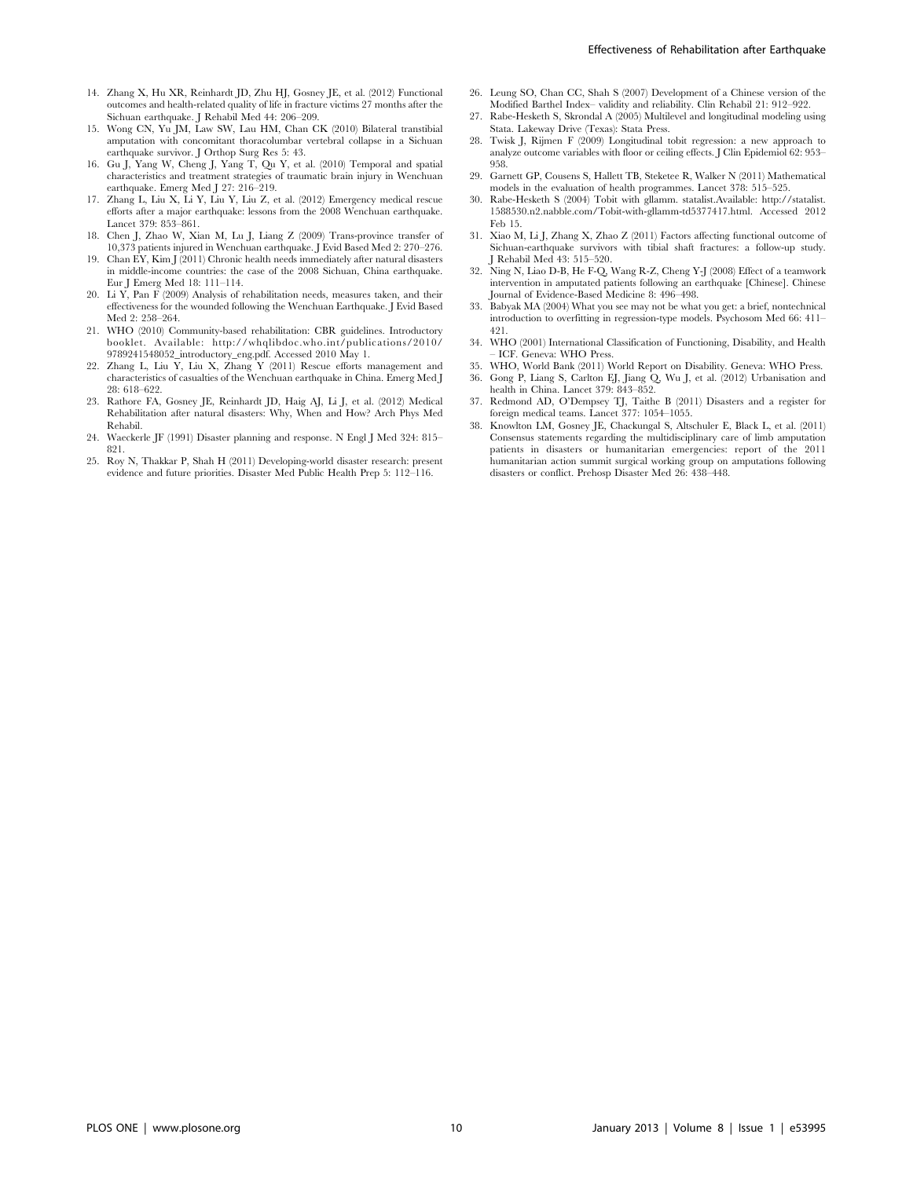14. Zhang X, Hu XR, Reinhardt JD, Zhu HJ, Gosney JE, et al. (2012) Functional outcomes and health-related quality of life in fracture victims 27 months after the Sichuan earthquake. J Rehabil Med 44: 206–209.
15. Wong CN, Yu JM, Law SW, Lau HM, Chan CK (2010) Bilateral transtibial amputation with concomitant thoracolumbar vertebral collapse in a Sichuan earthquake survivor. J Orthop Surg Res 5: 43.
16. Gu J, Yang W, Cheng J, Yang T, Qu Y, et al. (2010) Temporal and spatial characteristics and treatment strategies of traumatic brain injury in Wenchuan earthquake. Emerg Med J 27: 216–219.
17. Zhang L, Liu X, Li Y, Liu Y, Liu Z, et al. (2012) Emergency medical rescue efforts after a major earthquake: lessons from the 2008 Wenchuan earthquake. Lancet 379: 853–861.
18. Chen J, Zhao W, Xian M, Lu J, Liang Z (2009) Trans-province transfer of 10,373 patients injured in Wenchuan earthquake. J Evid Based Med 2: 270–276.
19. Chan EY, Kim J (2011) Chronic health needs immediately after natural disasters in middle-income countries: the case of the 2008 Sichuan, China earthquake. Eur J Emerg Med 18: 111–114.
20. Li Y, Pan F (2009) Analysis of rehabilitation needs, measures taken, and their effectiveness for the wounded following the Wenchuan Earthquake. J Evid Based Med 2: 258–264.
21. WHO (2010) Community-based rehabilitation: CBR guidelines. Introductory booklet. Available: http://whqlibdoc.who.int/publications/2010/9789241548052_introductory_eng.pdf. Accessed 2010 May 1.
22. Zhang L, Liu Y, Liu X, Zhang Y (2011) Rescue efforts management and characteristics of casualties of the Wenchuan earthquake in China. Emerg Med J 28: 618–622.
23. Rathore FA, Gosney JE, Reinhardt JD, Haig AJ, Li J, et al. (2012) Medical Rehabilitation after natural disasters: Why, When and How? Arch Phys Med Rehabil.
24. Waeckerle JF (1991) Disaster planning and response. N Engl J Med 324: 815–821.
25. Roy N, Thakkar P, Shah H (2011) Developing-world disaster research: present evidence and future priorities. Disaster Med Public Health Prep 5: 112–116.
26. Leung SO, Chan CC, Shah S (2007) Development of a Chinese version of the Modified Barthel Index– validity and reliability. Clin Rehabil 21: 912–922.
27. Rabe-Hesketh S, Skrondal A (2005) Multilevel and longitudinal modeling using Stata. Lakeway Drive (Texas): Stata Press.
28. Twisk J, Rijmen F (2009) Longitudinal tobit regression: a new approach to analyze outcome variables with floor or ceiling effects. J Clin Epidemiol 62: 953–958.
29. Garnett GP, Cousens S, Hallett TB, Steketee R, Walker N (2011) Mathematical models in the evaluation of health programmes. Lancet 378: 515–525.
30. Rabe-Hesketh S (2004) Tobit with gllamm. statalist.Available: http://statalist.1588530.n2.nabble.com/Tobit-with-gllamm-td5377417.html. Accessed 2012 Feb 15.
31. Xiao M, Li J, Zhang X, Zhao Z (2011) Factors affecting functional outcome of Sichuan-earthquake survivors with tibial shaft fractures: a follow-up study. J Rehabil Med 43: 515–520.
32. Ning N, Liao D-B, He F-Q, Wang R-Z, Cheng Y-J (2008) Effect of a teamwork intervention in amputated patients following an earthquake [Chinese]. Chinese Journal of Evidence-Based Medicine 8: 496–498.
33. Babyak MA (2004) What you see may not be what you get: a brief, nontechnical introduction to overfitting in regression-type models. Psychosom Med 66: 411–421.
34. WHO (2001) International Classification of Functioning, Disability, and Health – ICF. Geneva: WHO Press.
35. WHO, World Bank (2011) World Report on Disability. Geneva: WHO Press.
36. Gong P, Liang S, Carlton EJ, Jiang Q, Wu J, et al. (2012) Urbanisation and health in China. Lancet 379: 843–852.
37. Redmond AD, O'Dempsey TJ, Taithe B (2011) Disasters and a register for foreign medical teams. Lancet 377: 1054–1055.
38. Knowlton LM, Gosney JE, Chackungal S, Altschuler E, Black L, et al. (2011) Consensus statements regarding the multidisciplinary care of limb amputation patients in disasters or humanitarian emergencies: report of the 2011 humanitarian action summit surgical working group on amputations following disasters or conflict. Prehosp Disaster Med 26: 438–448.